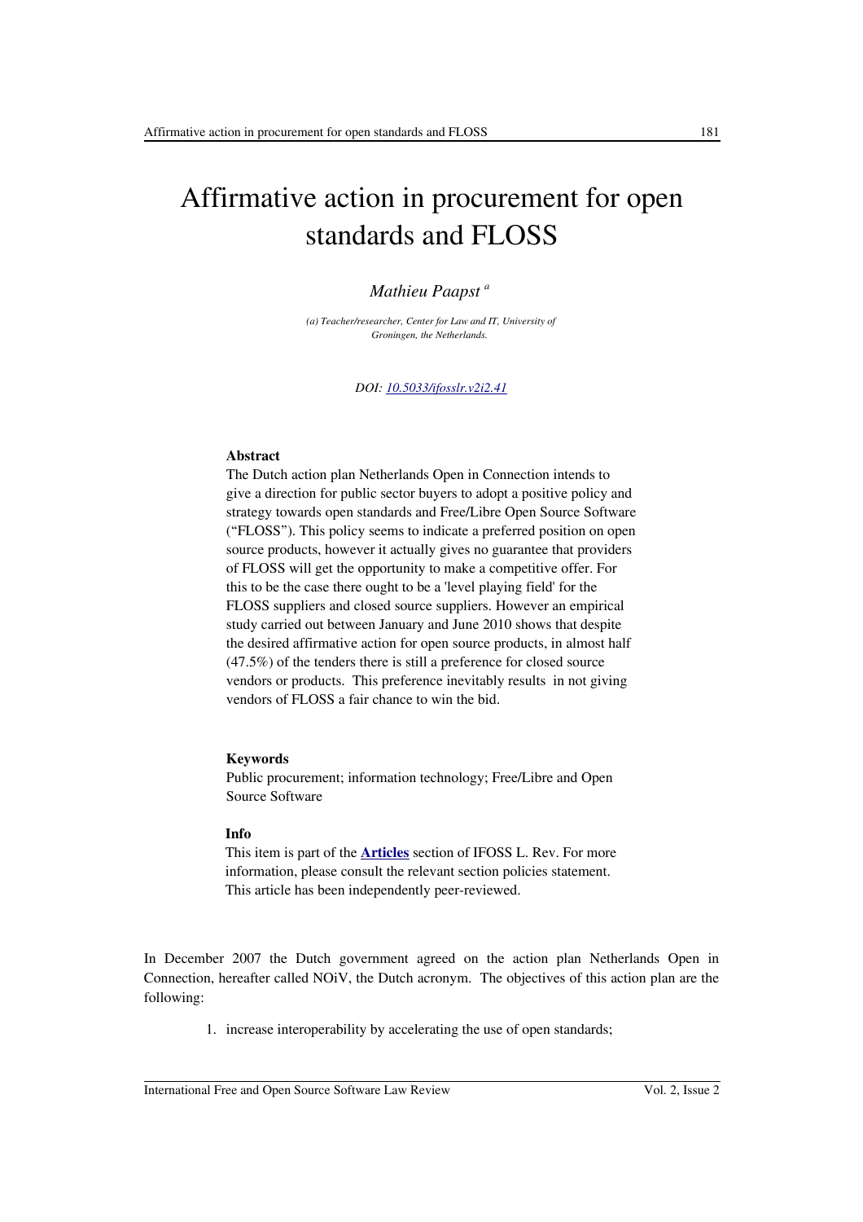# Affirmative action in procurement for open standards and FLOSS

*Mathieu Paapst [a]*

*(a) Teacher/researcher, Center for Law and IT, University of Groningen, the Netherlands.*

*DOI: 10.5033/ifosslr.v2i2.41*

### Abstract

The Dutch action plan Netherlands Open in Connection intends to give a direction for public sector buyers to adopt a positive policy and strategy towards open standards and Free/Libre Open Source Software ("FLOSS"). This policy seems to indicate a preferred position on open source products, however it actually gives no guarantee that providers of FLOSS will get the opportunity to make a competitive offer. For this to be the case there ought to be a 'level playing field' for the FLOSS suppliers and closed source suppliers. However an empirical study carried out between January and June 2010 shows that despite the desired affirmative action for open source products, in almost half (47.5%) of the tenders there is still a preference for closed source vendors or products. This preference inevitably results in not giving vendors of FLOSS a fair chance to win the bid.

### Keywords

Public procurement; information technology; Free/Libre and Open Source Software

### Info

This item is part of the **Articles** section of IFOSS L. Rev. For more information, please consult the relevant section policies statement. This article has been independently peer-reviewed.

In December 2007 the Dutch government agreed on the action plan Netherlands Open in Connection, hereafter called NOiV, the Dutch acronym. The objectives of this action plan are the following:

1. increase interoperability by accelerating the use of open standards;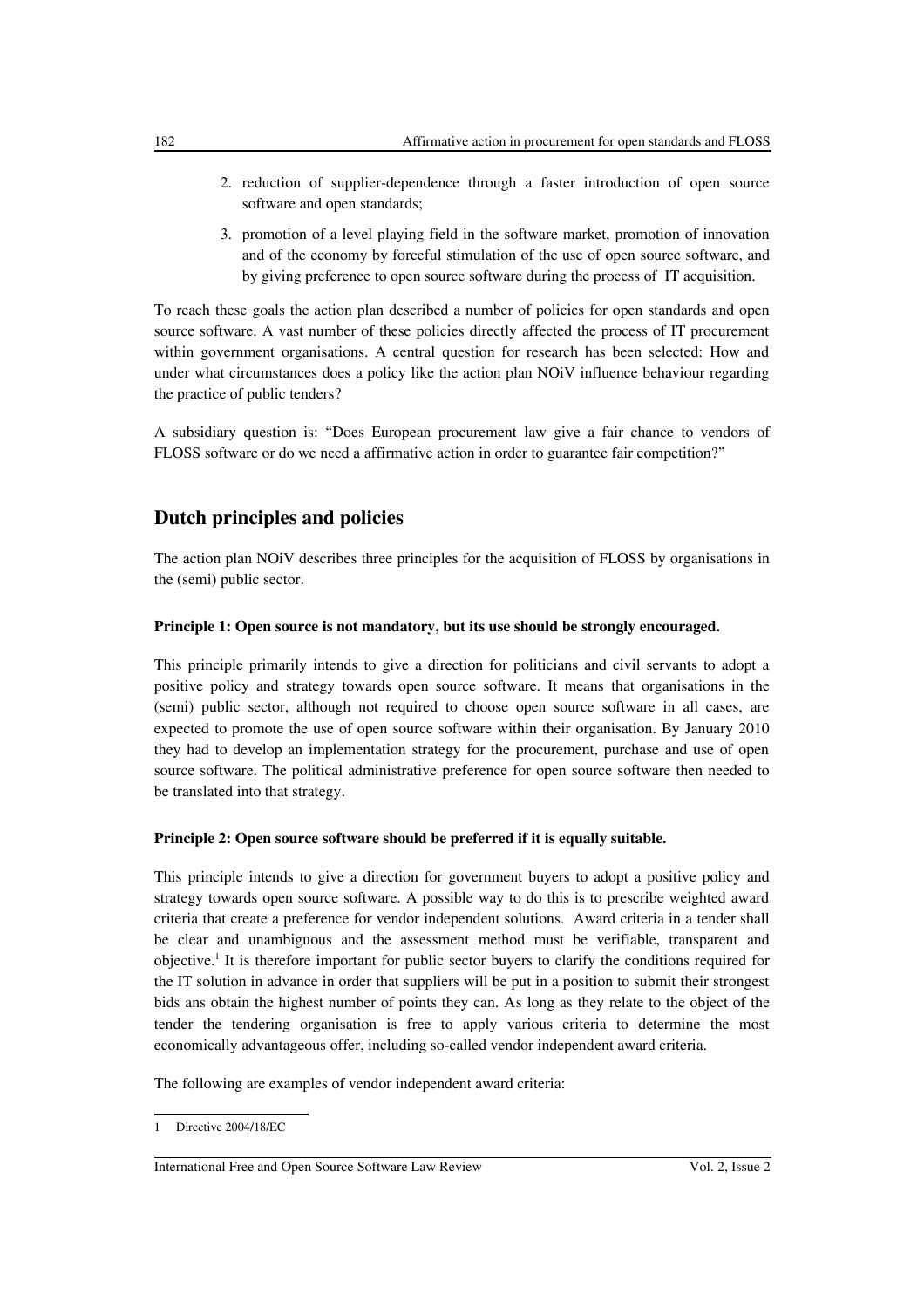2. reduction of supplier-dependence through a faster introduction of open source software and open standards;
3. promotion of a level playing field in the software market, promotion of innovation and of the economy by forceful stimulation of the use of open source software, and by giving preference to open source software during the process of IT acquisition.

To reach these goals the action plan described a number of policies for open standards and open source software. A vast number of these policies directly affected the process of IT procurement within government organisations. A central question for research has been selected: How and under what circumstances does a policy like the action plan NOiV influence behaviour regarding the practice of public tenders?

A subsidiary question is: "Does European procurement law give a fair chance to vendors of FLOSS software or do we need a affirmative action in order to guarantee fair competition?"

## Dutch principles and policies

The action plan NOiV describes three principles for the acquisition of FLOSS by organisations in the (semi) public sector.

**Principle 1: Open source is not mandatory, but its use should be strongly encouraged.**

This principle primarily intends to give a direction for politicians and civil servants to adopt a positive policy and strategy towards open source software. It means that organisations in the (semi) public sector, although not required to choose open source software in all cases, are expected to promote the use of open source software within their organisation. By January 2010 they had to develop an implementation strategy for the procurement, purchase and use of open source software. The political administrative preference for open source software then needed to be translated into that strategy.

**Principle 2: Open source software should be preferred if it is equally suitable.**

This principle intends to give a direction for government buyers to adopt a positive policy and strategy towards open source software. A possible way to do this is to prescribe weighted award criteria that create a preference for vendor independent solutions. Award criteria in a tender shall be clear and unambiguous and the assessment method must be verifiable, transparent and objective.[1] It is therefore important for public sector buyers to clarify the conditions required for the IT solution in advance in order that suppliers will be put in a position to submit their strongest bids ans obtain the highest number of points they can. As long as they relate to the object of the tender the tendering organisation is free to apply various criteria to determine the most economically advantageous offer, including so-called vendor independent award criteria.

The following are examples of vendor independent award criteria:

1 Directive 2004/18/EC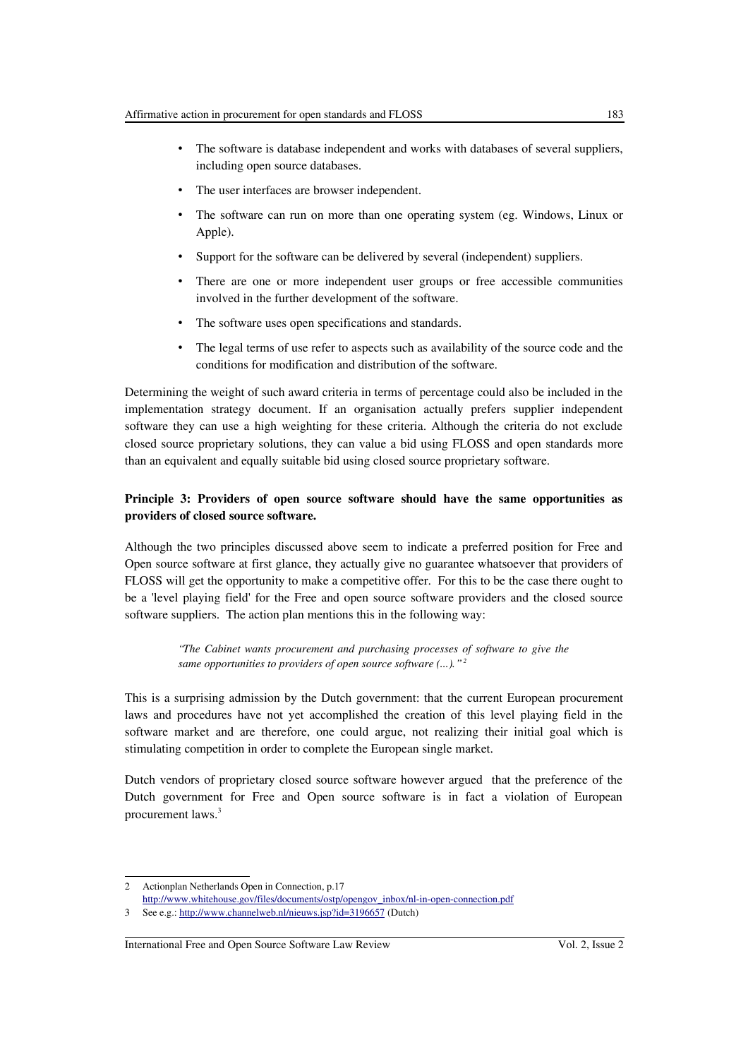- The software is database independent and works with databases of several suppliers, including open source databases.
- The user interfaces are browser independent.
- The software can run on more than one operating system (eg. Windows, Linux or Apple).
- Support for the software can be delivered by several (independent) suppliers.
- There are one or more independent user groups or free accessible communities involved in the further development of the software.
- The software uses open specifications and standards.
- The legal terms of use refer to aspects such as availability of the source code and the conditions for modification and distribution of the software.

Determining the weight of such award criteria in terms of percentage could also be included in the implementation strategy document. If an organisation actually prefers supplier independent software they can use a high weighting for these criteria. Although the criteria do not exclude closed source proprietary solutions, they can value a bid using FLOSS and open standards more than an equivalent and equally suitable bid using closed source proprietary software.

**Principle 3: Providers of open source software should have the same opportunities as providers of closed source software.**

Although the two principles discussed above seem to indicate a preferred position for Free and Open source software at first glance, they actually give no guarantee whatsoever that providers of FLOSS will get the opportunity to make a competitive offer. For this to be the case there ought to be a 'level playing field' for the Free and open source software providers and the closed source software suppliers. The action plan mentions this in the following way:

> *"The Cabinet wants procurement and purchasing processes of software to give the same opportunities to providers of open source software (...)."*[2]

This is a surprising admission by the Dutch government: that the current European procurement laws and procedures have not yet accomplished the creation of this level playing field in the software market and are therefore, one could argue, not realizing their initial goal which is stimulating competition in order to complete the European single market.

Dutch vendors of proprietary closed source software however argued that the preference of the Dutch government for Free and Open source software is in fact a violation of European procurement laws.[3]

---

2 Actionplan Netherlands Open in Connection, p.17 http://www.whitehouse.gov/files/documents/ostp/opengov_inbox/nl-in-open-connection.pdf

3 See e.g.: http://www.channelweb.nl/nieuws.jsp?id=3196657 (Dutch)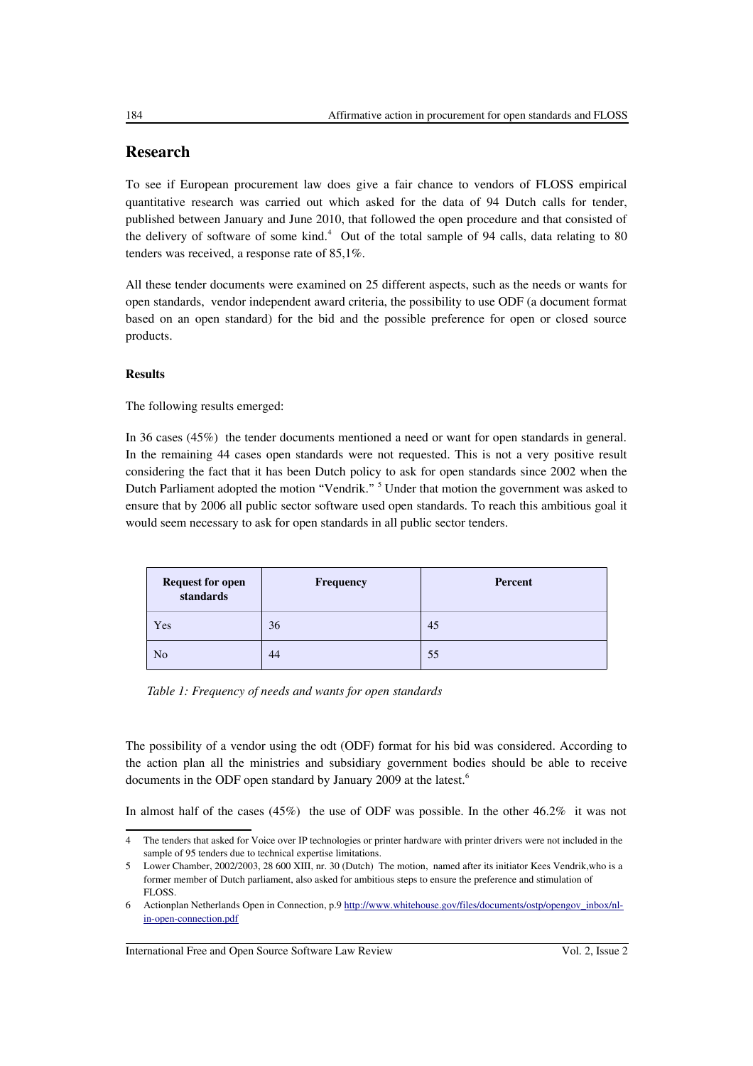## Research

To see if European procurement law does give a fair chance to vendors of FLOSS empirical quantitative research was carried out which asked for the data of 94 Dutch calls for tender, published between January and June 2010, that followed the open procedure and that consisted of the delivery of software of some kind.[4] Out of the total sample of 94 calls, data relating to 80 tenders was received, a response rate of 85,1%.

All these tender documents were examined on 25 different aspects, such as the needs or wants for open standards, vendor independent award criteria, the possibility to use ODF (a document format based on an open standard) for the bid and the possible preference for open or closed source products.

### Results

The following results emerged:

In 36 cases (45%) the tender documents mentioned a need or want for open standards in general. In the remaining 44 cases open standards were not requested. This is not a very positive result considering the fact that it has been Dutch policy to ask for open standards since 2002 when the Dutch Parliament adopted the motion "Vendrik." [5] Under that motion the government was asked to ensure that by 2006 all public sector software used open standards. To reach this ambitious goal it would seem necessary to ask for open standards in all public sector tenders.

| Request for open standards | Frequency | Percent |
|---|---|---|
| Yes | 36 | 45 |
| No | 44 | 55 |

*Table 1: Frequency of needs and wants for open standards*

The possibility of a vendor using the odt (ODF) format for his bid was considered. According to the action plan all the ministries and subsidiary government bodies should be able to receive documents in the ODF open standard by January 2009 at the latest.[6]

In almost half of the cases (45%) the use of ODF was possible. In the other 46.2% it was not

---

4 The tenders that asked for Voice over IP technologies or printer hardware with printer drivers were not included in the sample of 95 tenders due to technical expertise limitations.

5 Lower Chamber, 2002/2003, 28 600 XIII, nr. 30 (Dutch) The motion, named after its initiator Kees Vendrik,who is a former member of Dutch parliament, also asked for ambitious steps to ensure the preference and stimulation of FLOSS.

6 Actionplan Netherlands Open in Connection, p.9 http://www.whitehouse.gov/files/documents/ostp/opengov_inbox/nl-in-open-connection.pdf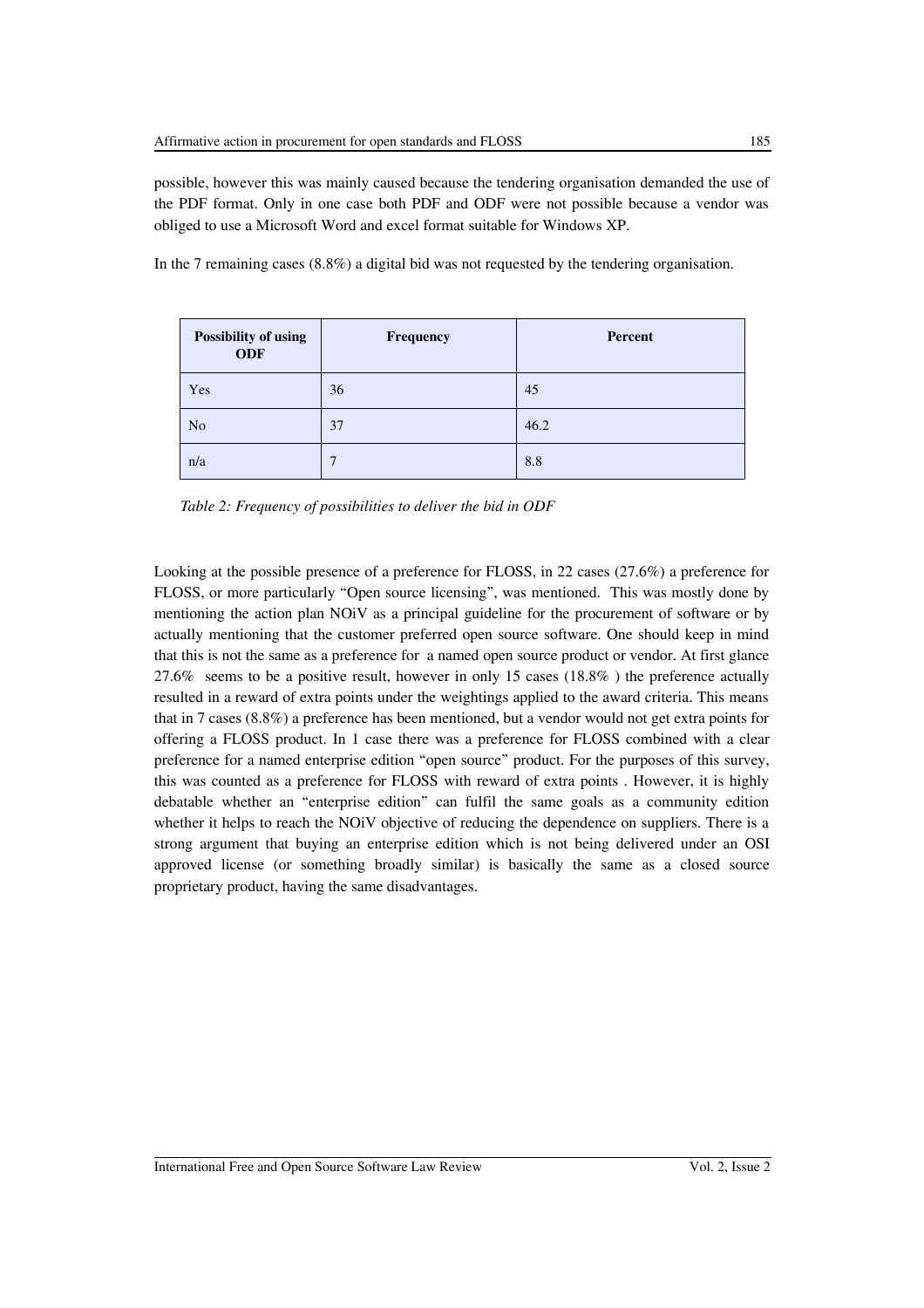possible, however this was mainly caused because the tendering organisation demanded the use of the PDF format. Only in one case both PDF and ODF were not possible because a vendor was obliged to use a Microsoft Word and excel format suitable for Windows XP.

In the 7 remaining cases (8.8%) a digital bid was not requested by the tendering organisation.

| Possibility of using ODF | Frequency | Percent |
|---|---|---|
| Yes | 36 | 45 |
| No | 37 | 46.2 |
| n/a | 7 | 8.8 |

*Table 2: Frequency of possibilities to deliver the bid in ODF*

Looking at the possible presence of a preference for FLOSS, in 22 cases (27.6%) a preference for FLOSS, or more particularly "Open source licensing", was mentioned. This was mostly done by mentioning the action plan NOiV as a principal guideline for the procurement of software or by actually mentioning that the customer preferred open source software. One should keep in mind that this is not the same as a preference for a named open source product or vendor. At first glance 27.6% seems to be a positive result, however in only 15 cases (18.8% ) the preference actually resulted in a reward of extra points under the weightings applied to the award criteria. This means that in 7 cases (8.8%) a preference has been mentioned, but a vendor would not get extra points for offering a FLOSS product. In 1 case there was a preference for FLOSS combined with a clear preference for a named enterprise edition "open source" product. For the purposes of this survey, this was counted as a preference for FLOSS with reward of extra points . However, it is highly debatable whether an "enterprise edition" can fulfil the same goals as a community edition whether it helps to reach the NOiV objective of reducing the dependence on suppliers. There is a strong argument that buying an enterprise edition which is not being delivered under an OSI approved license (or something broadly similar) is basically the same as a closed source proprietary product, having the same disadvantages.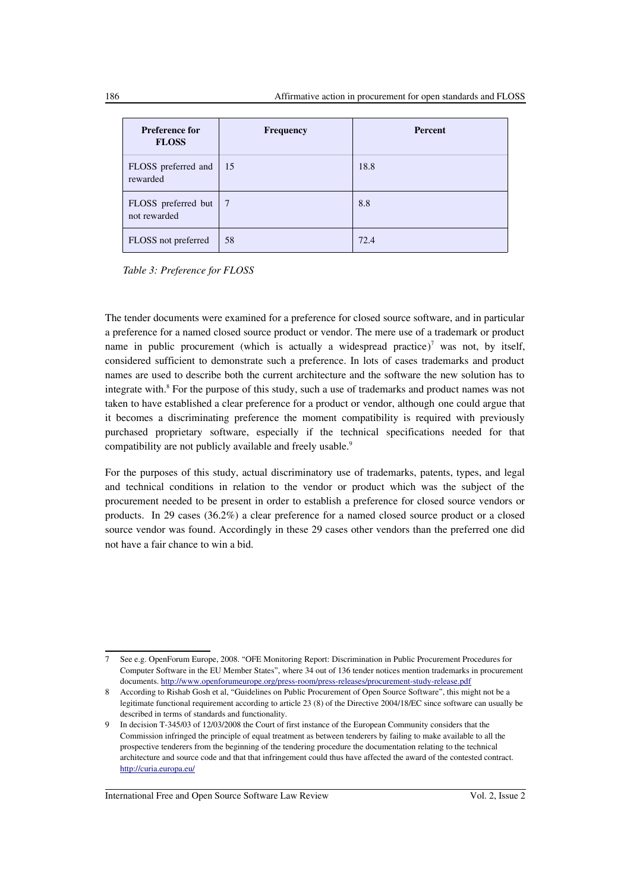| Preference for FLOSS | Frequency | Percent |
|---|---|---|
| FLOSS preferred and rewarded | 15 | 18.8 |
| FLOSS preferred but not rewarded | 7 | 8.8 |
| FLOSS not preferred | 58 | 72.4 |

*Table 3: Preference for FLOSS*

The tender documents were examined for a preference for closed source software, and in particular a preference for a named closed source product or vendor. The mere use of a trademark or product name in public procurement (which is actually a widespread practice)[7] was not, by itself, considered sufficient to demonstrate such a preference. In lots of cases trademarks and product names are used to describe both the current architecture and the software the new solution has to integrate with.[8] For the purpose of this study, such a use of trademarks and product names was not taken to have established a clear preference for a product or vendor, although one could argue that it becomes a discriminating preference the moment compatibility is required with previously purchased proprietary software, especially if the technical specifications needed for that compatibility are not publicly available and freely usable.[9]

For the purposes of this study, actual discriminatory use of trademarks, patents, types, and legal and technical conditions in relation to the vendor or product which was the subject of the procurement needed to be present in order to establish a preference for closed source vendors or products. In 29 cases (36.2%) a clear preference for a named closed source product or a closed source vendor was found. Accordingly in these 29 cases other vendors than the preferred one did not have a fair chance to win a bid.

---

7 See e.g. OpenForum Europe, 2008. "OFE Monitoring Report: Discrimination in Public Procurement Procedures for Computer Software in the EU Member States", where 34 out of 136 tender notices mention trademarks in procurement documents. http://www.openforumeurope.org/press-room/press-releases/procurement-study-release.pdf

8 According to Rishab Gosh et al, "Guidelines on Public Procurement of Open Source Software", this might not be a legitimate functional requirement according to article 23 (8) of the Directive 2004/18/EC since software can usually be described in terms of standards and functionality.

9 In decision T-345/03 of 12/03/2008 the Court of first instance of the European Community considers that the Commission infringed the principle of equal treatment as between tenderers by failing to make available to all the prospective tenderers from the beginning of the tendering procedure the documentation relating to the technical architecture and source code and that that infringement could thus have affected the award of the contested contract. http://curia.europa.eu/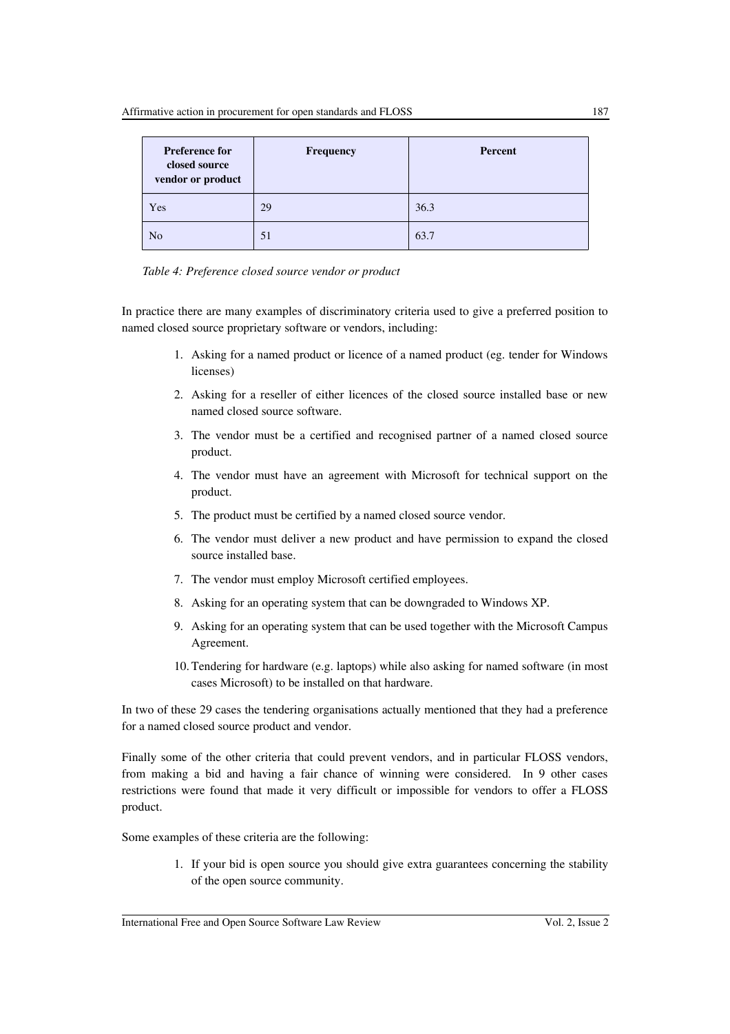| Preference for closed source vendor or product | Frequency | Percent |
|---|---|---|
| Yes | 29 | 36.3 |
| No | 51 | 63.7 |

*Table 4: Preference closed source vendor or product*

In practice there are many examples of discriminatory criteria used to give a preferred position to named closed source proprietary software or vendors, including:

1. Asking for a named product or licence of a named product (eg. tender for Windows licenses)
2. Asking for a reseller of either licences of the closed source installed base or new named closed source software.
3. The vendor must be a certified and recognised partner of a named closed source product.
4. The vendor must have an agreement with Microsoft for technical support on the product.
5. The product must be certified by a named closed source vendor.
6. The vendor must deliver a new product and have permission to expand the closed source installed base.
7. The vendor must employ Microsoft certified employees.
8. Asking for an operating system that can be downgraded to Windows XP.
9. Asking for an operating system that can be used together with the Microsoft Campus Agreement.
10. Tendering for hardware (e.g. laptops) while also asking for named software (in most cases Microsoft) to be installed on that hardware.

In two of these 29 cases the tendering organisations actually mentioned that they had a preference for a named closed source product and vendor.

Finally some of the other criteria that could prevent vendors, and in particular FLOSS vendors, from making a bid and having a fair chance of winning were considered. In 9 other cases restrictions were found that made it very difficult or impossible for vendors to offer a FLOSS product.

Some examples of these criteria are the following:

1. If your bid is open source you should give extra guarantees concerning the stability of the open source community.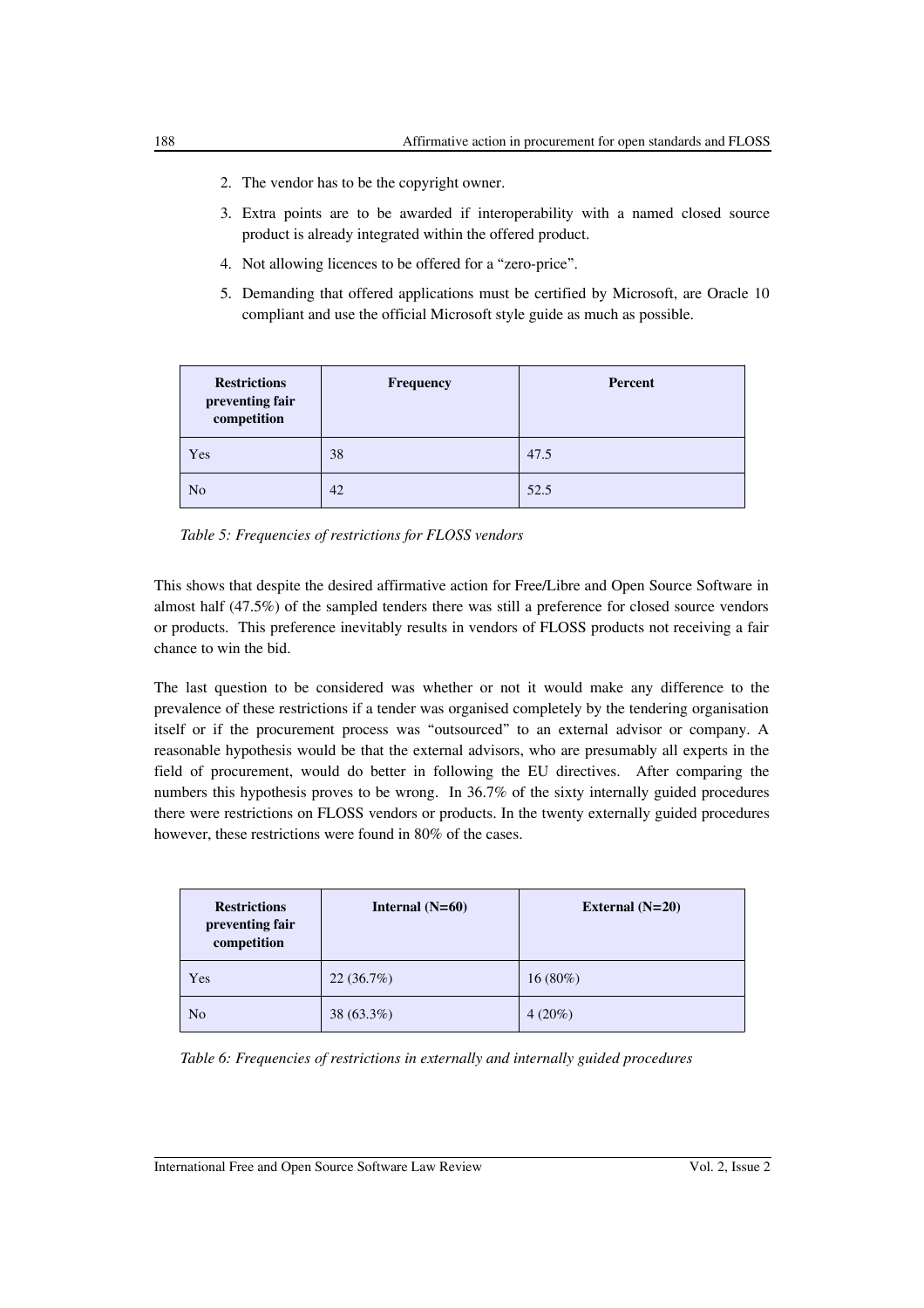2. The vendor has to be the copyright owner.
3. Extra points are to be awarded if interoperability with a named closed source product is already integrated within the offered product.
4. Not allowing licences to be offered for a "zero-price".
5. Demanding that offered applications must be certified by Microsoft, are Oracle 10 compliant and use the official Microsoft style guide as much as possible.

| **Restrictions preventing fair competition** | **Frequency** | **Percent** |
|---|---|---|
| Yes | 38 | 47.5 |
| No | 42 | 52.5 |

*Table 5: Frequencies of restrictions for FLOSS vendors*

This shows that despite the desired affirmative action for Free/Libre and Open Source Software in almost half (47.5%) of the sampled tenders there was still a preference for closed source vendors or products. This preference inevitably results in vendors of FLOSS products not receiving a fair chance to win the bid.

The last question to be considered was whether or not it would make any difference to the prevalence of these restrictions if a tender was organised completely by the tendering organisation itself or if the procurement process was "outsourced" to an external advisor or company. A reasonable hypothesis would be that the external advisors, who are presumably all experts in the field of procurement, would do better in following the EU directives. After comparing the numbers this hypothesis proves to be wrong. In 36.7% of the sixty internally guided procedures there were restrictions on FLOSS vendors or products. In the twenty externally guided procedures however, these restrictions were found in 80% of the cases.

| **Restrictions preventing fair competition** | **Internal (N=60)** | **External (N=20)** |
|---|---|---|
| Yes | 22 (36.7%) | 16 (80%) |
| No | 38 (63.3%) | 4 (20%) |

*Table 6: Frequencies of restrictions in externally and internally guided procedures*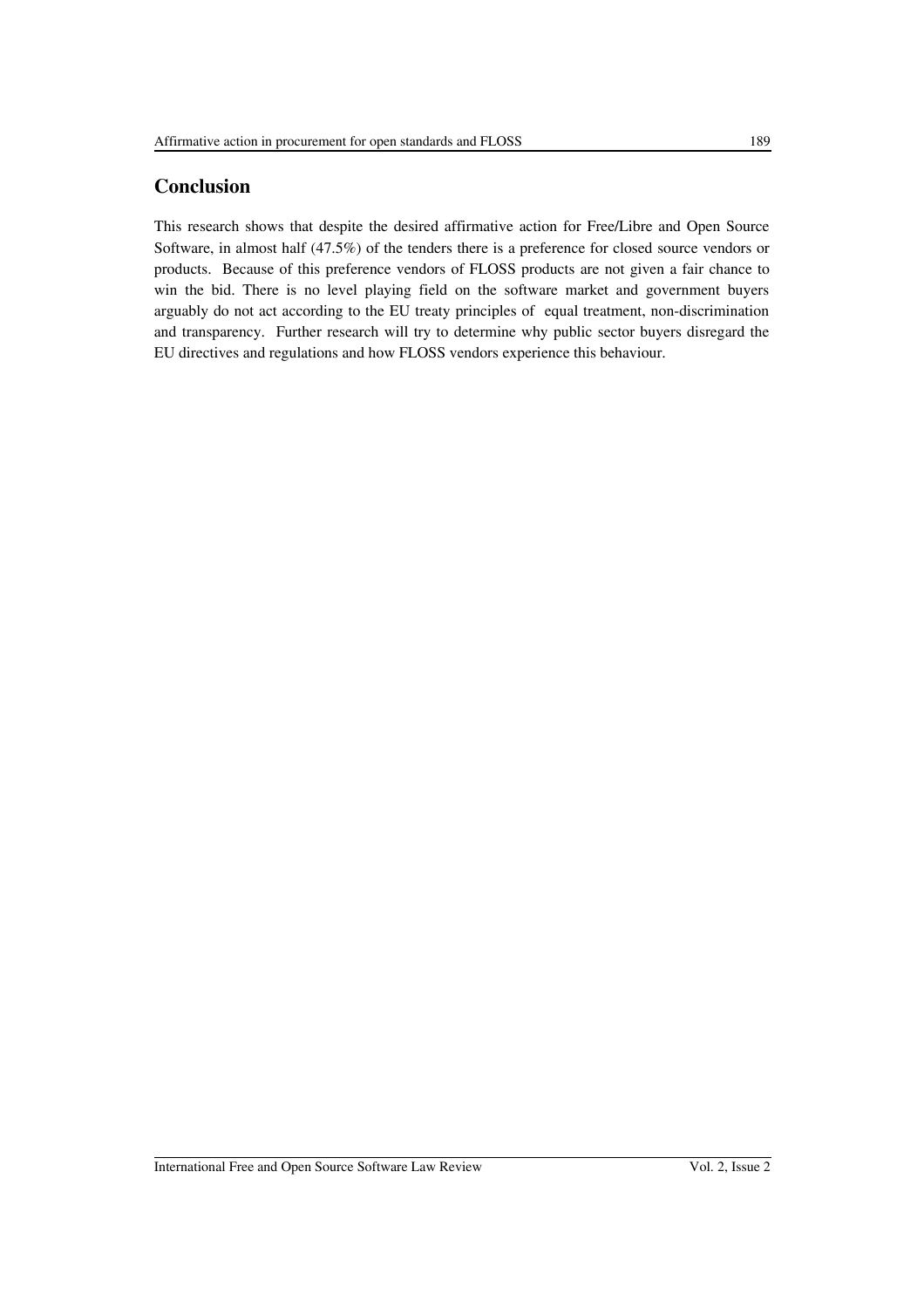## Conclusion

This research shows that despite the desired affirmative action for Free/Libre and Open Source Software, in almost half (47.5%) of the tenders there is a preference for closed source vendors or products. Because of this preference vendors of FLOSS products are not given a fair chance to win the bid. There is no level playing field on the software market and government buyers arguably do not act according to the EU treaty principles of equal treatment, non-discrimination and transparency. Further research will try to determine why public sector buyers disregard the EU directives and regulations and how FLOSS vendors experience this behaviour.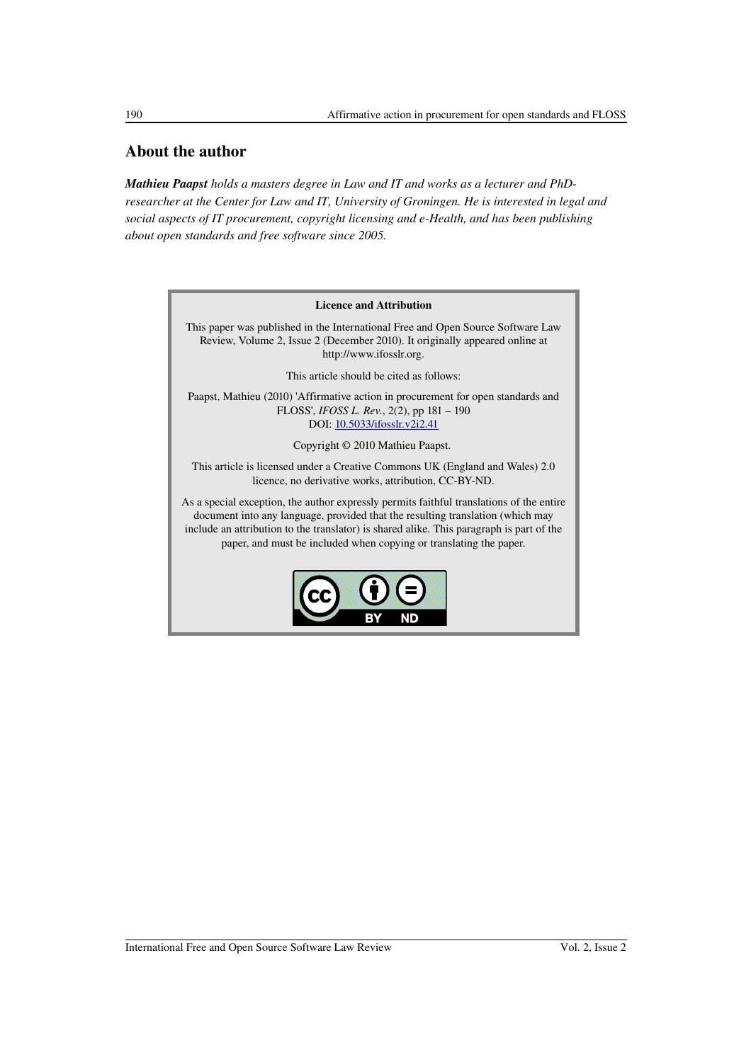## About the author

***Mathieu Paapst*** *holds a masters degree in Law and IT and works as a lecturer and PhD-researcher at the Center for Law and IT, University of Groningen. He is interested in legal and social aspects of IT procurement, copyright licensing and e-Health, and has been publishing about open standards and free software since 2005.*

**Licence and Attribution**

This paper was published in the International Free and Open Source Software Law Review, Volume 2, Issue 2 (December 2010). It originally appeared online at http://www.ifosslr.org.

This article should be cited as follows:

Paapst, Mathieu (2010) 'Affirmative action in procurement for open standards and FLOSS', *IFOSS L. Rev.*, 2(2), pp 181 – 190
DOI: [10.5033/ifosslr.v2i2.41](10.5033/ifosslr.v2i2.41)

Copyright © 2010 Mathieu Paapst.

This article is licensed under a Creative Commons UK (England and Wales) 2.0 licence, no derivative works, attribution, CC-BY-ND.

As a special exception, the author expressly permits faithful translations of the entire document into any language, provided that the resulting translation (which may include an attribution to the translator) is shared alike. This paragraph is part of the paper, and must be included when copying or translating the paper.